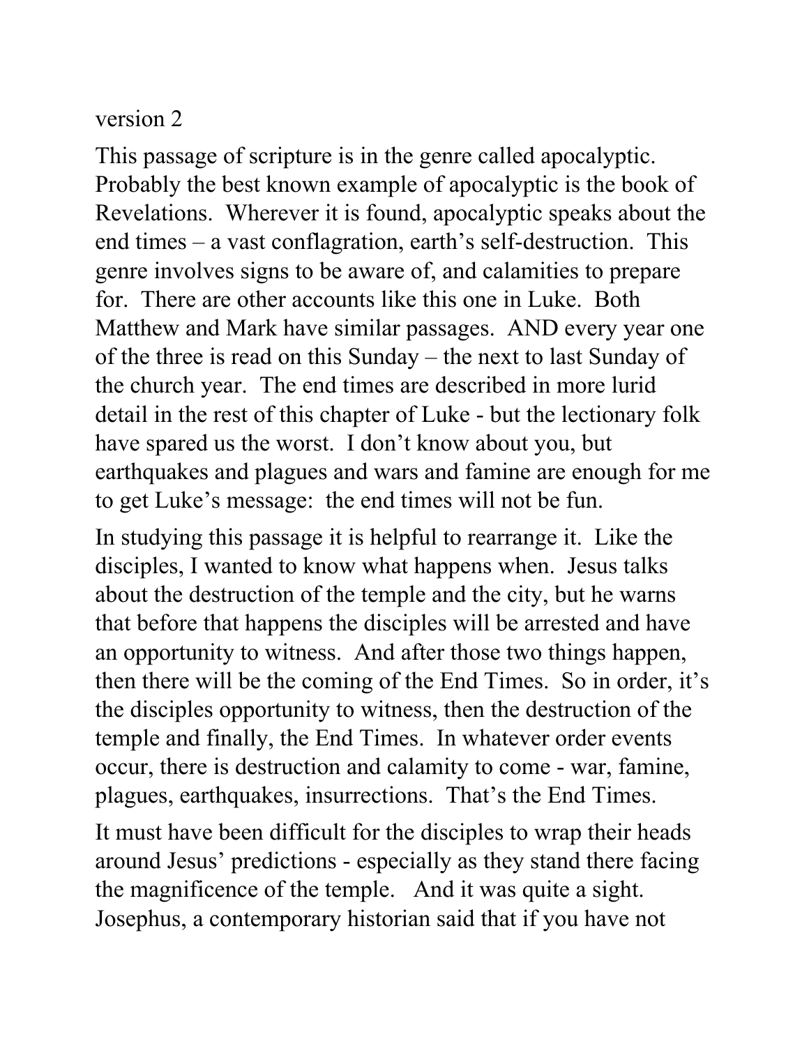version 2

This passage of scripture is in the genre called apocalyptic. Probably the best known example of apocalyptic is the book of Revelations. Wherever it is found, apocalyptic speaks about the end times – a vast conflagration, earth's self-destruction. This genre involves signs to be aware of, and calamities to prepare for. There are other accounts like this one in Luke. Both Matthew and Mark have similar passages. AND every year one of the three is read on this Sunday – the next to last Sunday of the church year. The end times are described in more lurid detail in the rest of this chapter of Luke - but the lectionary folk have spared us the worst. I don't know about you, but earthquakes and plagues and wars and famine are enough for me to get Luke's message: the end times will not be fun.

In studying this passage it is helpful to rearrange it. Like the disciples, I wanted to know what happens when. Jesus talks about the destruction of the temple and the city, but he warns that before that happens the disciples will be arrested and have an opportunity to witness. And after those two things happen, then there will be the coming of the End Times. So in order, it's the disciples opportunity to witness, then the destruction of the temple and finally, the End Times. In whatever order events occur, there is destruction and calamity to come - war, famine, plagues, earthquakes, insurrections. That's the End Times.

It must have been difficult for the disciples to wrap their heads around Jesus' predictions - especially as they stand there facing the magnificence of the temple. And it was quite a sight. Josephus, a contemporary historian said that if you have not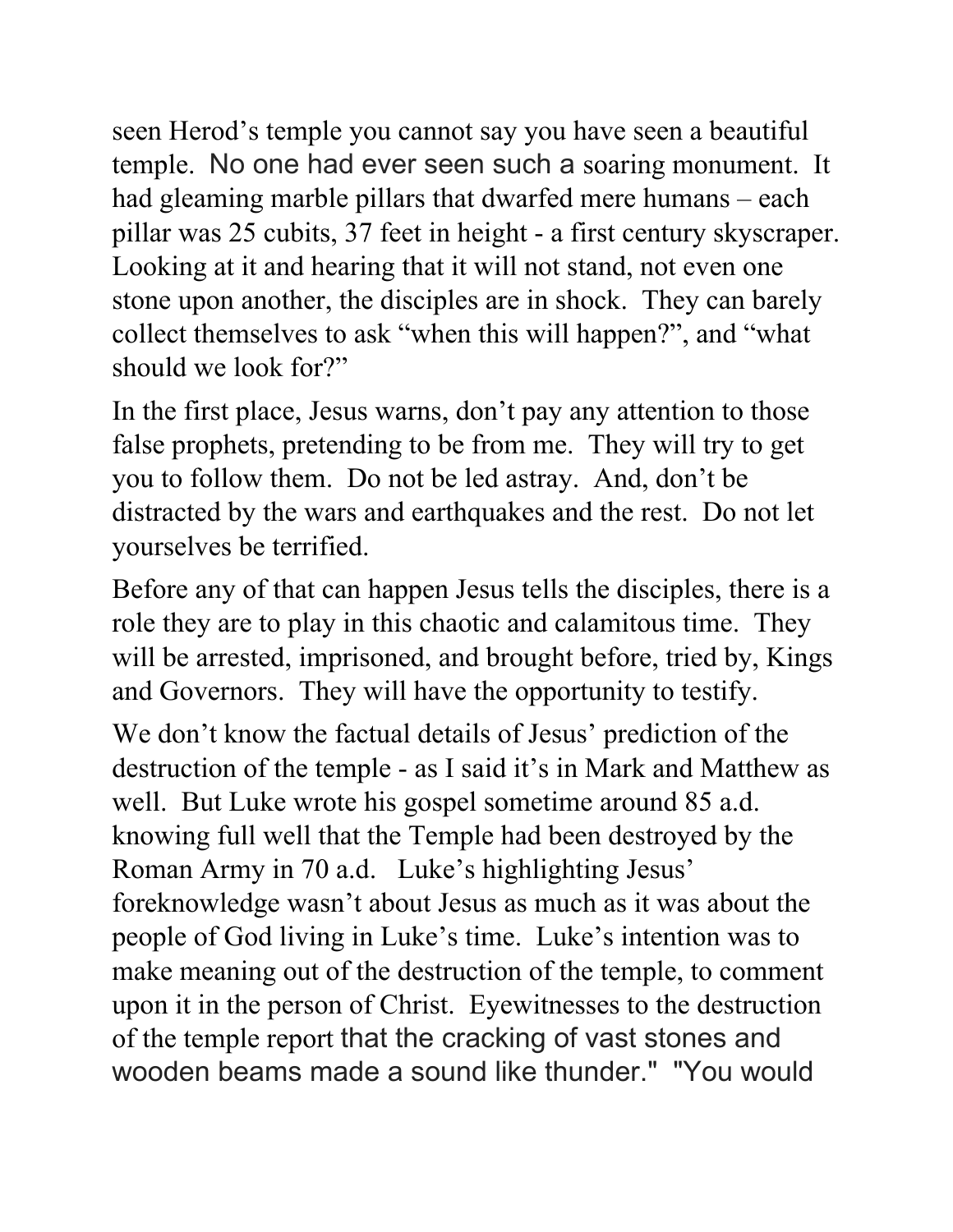seen Herod's temple you cannot say you have seen a beautiful temple. No one had ever seen such a soaring monument. It had gleaming marble pillars that dwarfed mere humans – each pillar was 25 cubits, 37 feet in height - a first century skyscraper. Looking at it and hearing that it will not stand, not even one stone upon another, the disciples are in shock. They can barely collect themselves to ask "when this will happen?", and "what should we look for?"

In the first place, Jesus warns, don't pay any attention to those false prophets, pretending to be from me. They will try to get you to follow them. Do not be led astray. And, don't be distracted by the wars and earthquakes and the rest. Do not let yourselves be terrified.

Before any of that can happen Jesus tells the disciples, there is a role they are to play in this chaotic and calamitous time. They will be arrested, imprisoned, and brought before, tried by, Kings and Governors. They will have the opportunity to testify.

We don't know the factual details of Jesus' prediction of the destruction of the temple - as I said it's in Mark and Matthew as well. But Luke wrote his gospel sometime around 85 a.d. knowing full well that the Temple had been destroyed by the Roman Army in 70 a.d. Luke's highlighting Jesus' foreknowledge wasn't about Jesus as much as it was about the people of God living in Luke's time. Luke's intention was to make meaning out of the destruction of the temple, to comment upon it in the person of Christ. Eyewitnesses to the destruction of the temple report that the cracking of vast stones and wooden beams made a sound like thunder." "You would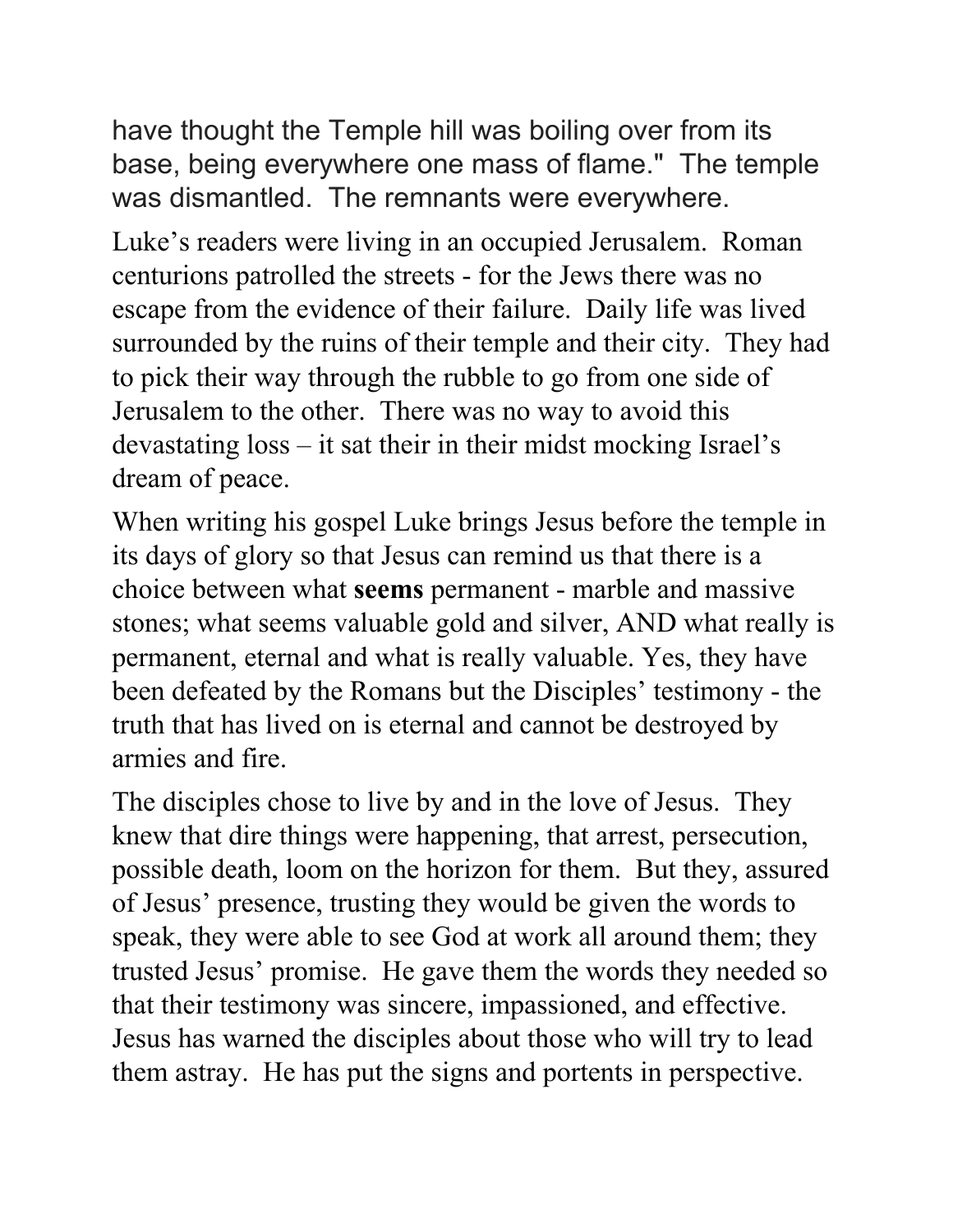have thought the Temple hill was boiling over from its base, being everywhere one mass of flame."  The temple was dismantled.  The remnants were everywhere.

Luke's readers were living in an occupied Jerusalem.  Roman centurions patrolled the streets - for the Jews there was no escape from the evidence of their failure.  Daily life was lived surrounded by the ruins of their temple and their city.  They had to pick their way through the rubble to go from one side of Jerusalem to the other.  There was no way to avoid this devastating loss – it sat their in their midst mocking Israel's dream of peace.

When writing his gospel Luke brings Jesus before the temple in its days of glory so that Jesus can remind us that there is a choice between what **seems** permanent - marble and massive stones; what seems valuable gold and silver, AND what really is permanent, eternal and what is really valuable. Yes, they have been defeated by the Romans but the Disciples' testimony - the truth that has lived on is eternal and cannot be destroyed by armies and fire.

The disciples chose to live by and in the love of Jesus.  They knew that dire things were happening, that arrest, persecution, possible death, loom on the horizon for them.  But they, assured of Jesus' presence, trusting they would be given the words to speak, they were able to see God at work all around them; they trusted Jesus' promise.  He gave them the words they needed so that their testimony was sincere, impassioned, and effective. Jesus has warned the disciples about those who will try to lead them astray.  He has put the signs and portents in perspective.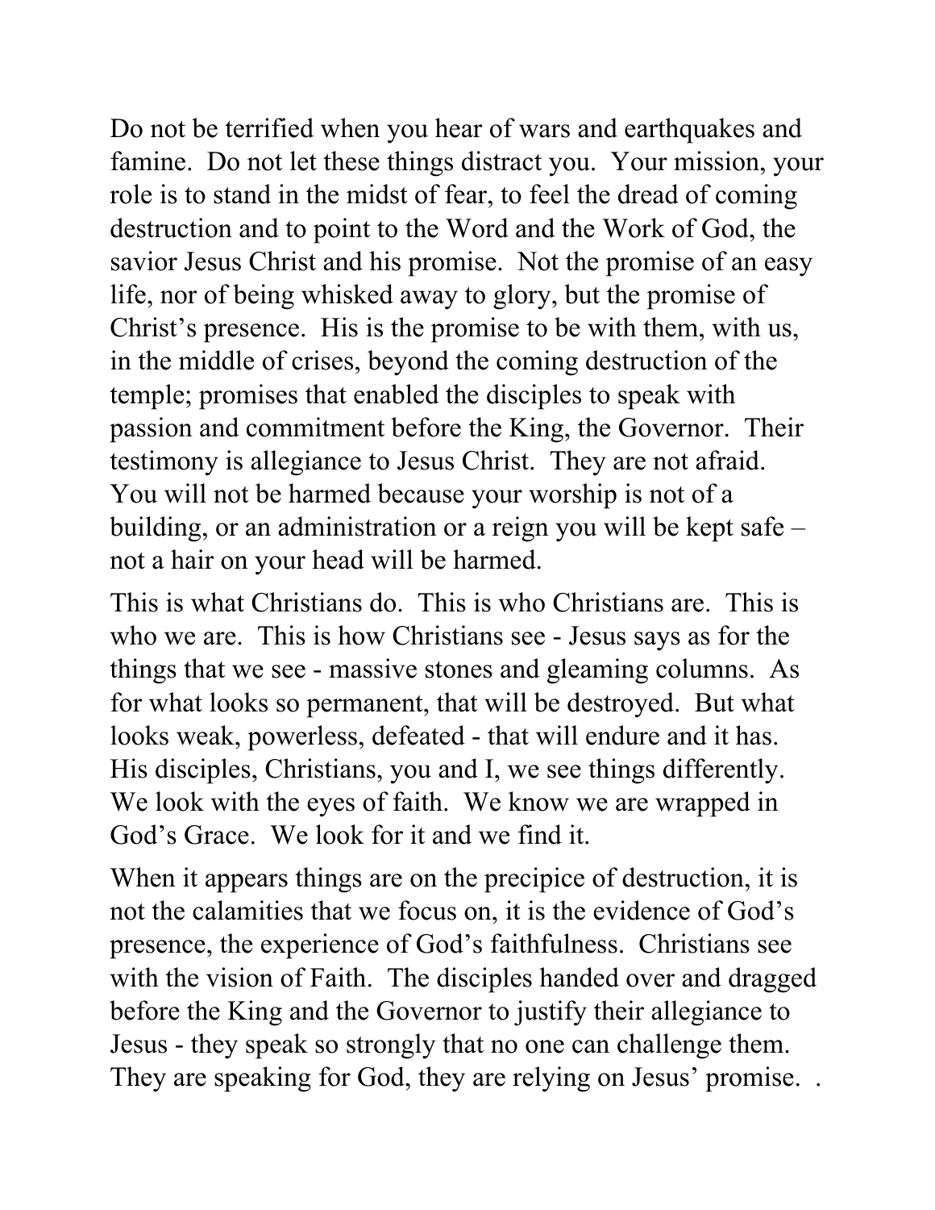Do not be terrified when you hear of wars and earthquakes and famine. Do not let these things distract you. Your mission, your role is to stand in the midst of fear, to feel the dread of coming destruction and to point to the Word and the Work of God, the savior Jesus Christ and his promise. Not the promise of an easy life, nor of being whisked away to glory, but the promise of Christ's presence. His is the promise to be with them, with us, in the middle of crises, beyond the coming destruction of the temple; promises that enabled the disciples to speak with passion and commitment before the King, the Governor. Their testimony is allegiance to Jesus Christ. They are not afraid. You will not be harmed because your worship is not of a building, or an administration or a reign you will be kept safe – not a hair on your head will be harmed.

This is what Christians do. This is who Christians are. This is who we are. This is how Christians see - Jesus says as for the things that we see - massive stones and gleaming columns. As for what looks so permanent, that will be destroyed. But what looks weak, powerless, defeated - that will endure and it has. His disciples, Christians, you and I, we see things differently. We look with the eyes of faith. We know we are wrapped in God's Grace. We look for it and we find it.

When it appears things are on the precipice of destruction, it is not the calamities that we focus on, it is the evidence of God's presence, the experience of God's faithfulness. Christians see with the vision of Faith. The disciples handed over and dragged before the King and the Governor to justify their allegiance to Jesus - they speak so strongly that no one can challenge them. They are speaking for God, they are relying on Jesus' promise. .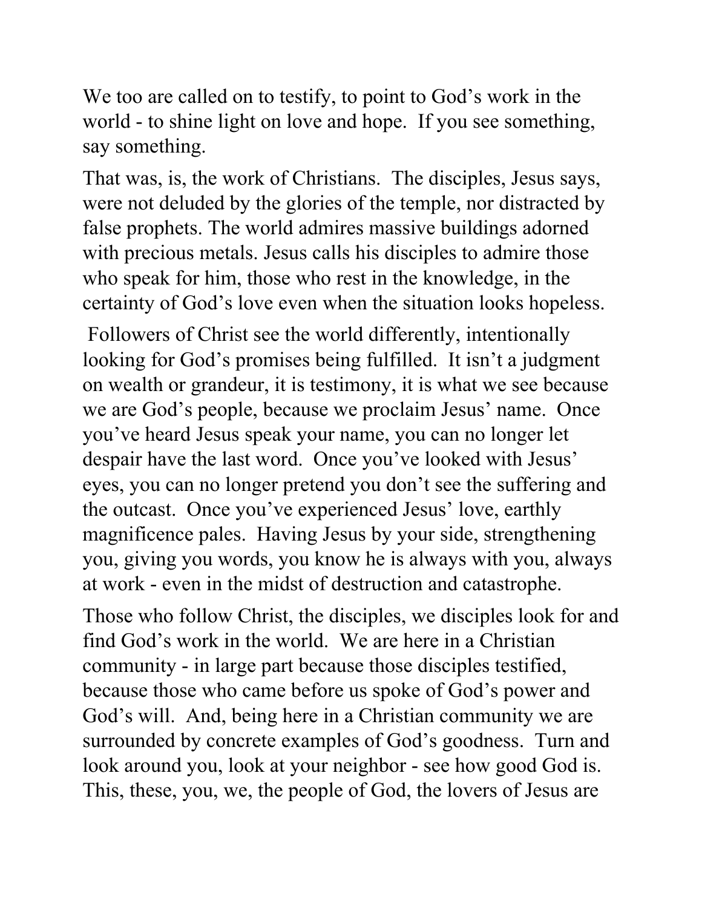We too are called on to testify, to point to God's work in the world - to shine light on love and hope.  If you see something, say something.

That was, is, the work of Christians.  The disciples, Jesus says, were not deluded by the glories of the temple, nor distracted by false prophets. The world admires massive buildings adorned with precious metals. Jesus calls his disciples to admire those who speak for him, those who rest in the knowledge, in the certainty of God's love even when the situation looks hopeless.

Followers of Christ see the world differently, intentionally looking for God's promises being fulfilled.  It isn't a judgment on wealth or grandeur, it is testimony, it is what we see because we are God's people, because we proclaim Jesus' name.  Once you've heard Jesus speak your name, you can no longer let despair have the last word.  Once you've looked with Jesus' eyes, you can no longer pretend you don't see the suffering and the outcast.  Once you've experienced Jesus' love, earthly magnificence pales.  Having Jesus by your side, strengthening you, giving you words, you know he is always with you, always at work - even in the midst of destruction and catastrophe.

Those who follow Christ, the disciples, we disciples look for and find God's work in the world.  We are here in a Christian community - in large part because those disciples testified, because those who came before us spoke of God's power and God's will.  And, being here in a Christian community we are surrounded by concrete examples of God's goodness.  Turn and look around you, look at your neighbor - see how good God is. This, these, you, we, the people of God, the lovers of Jesus are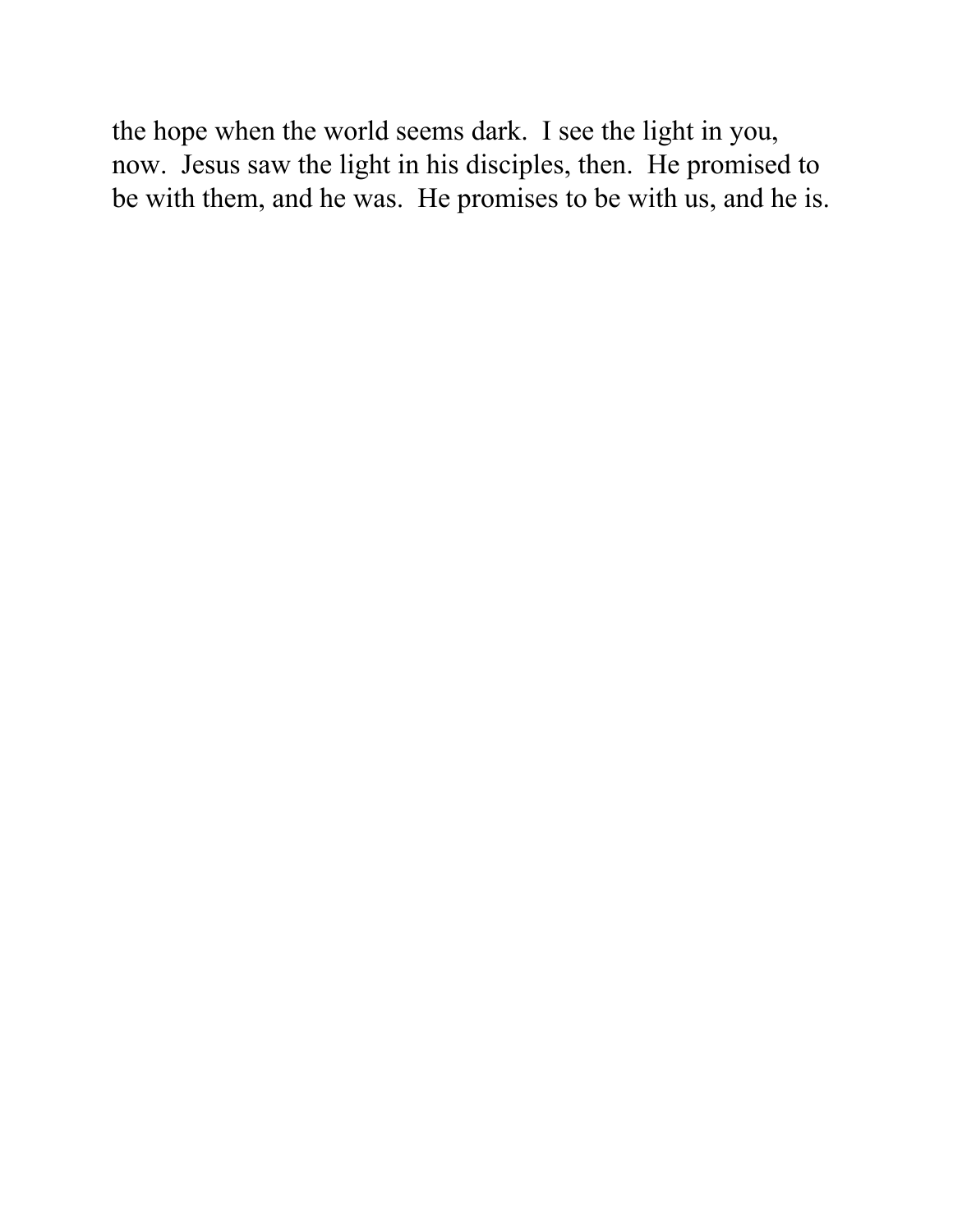the hope when the world seems dark. I see the light in you, now. Jesus saw the light in his disciples, then. He promised to be with them, and he was. He promises to be with us, and he is.